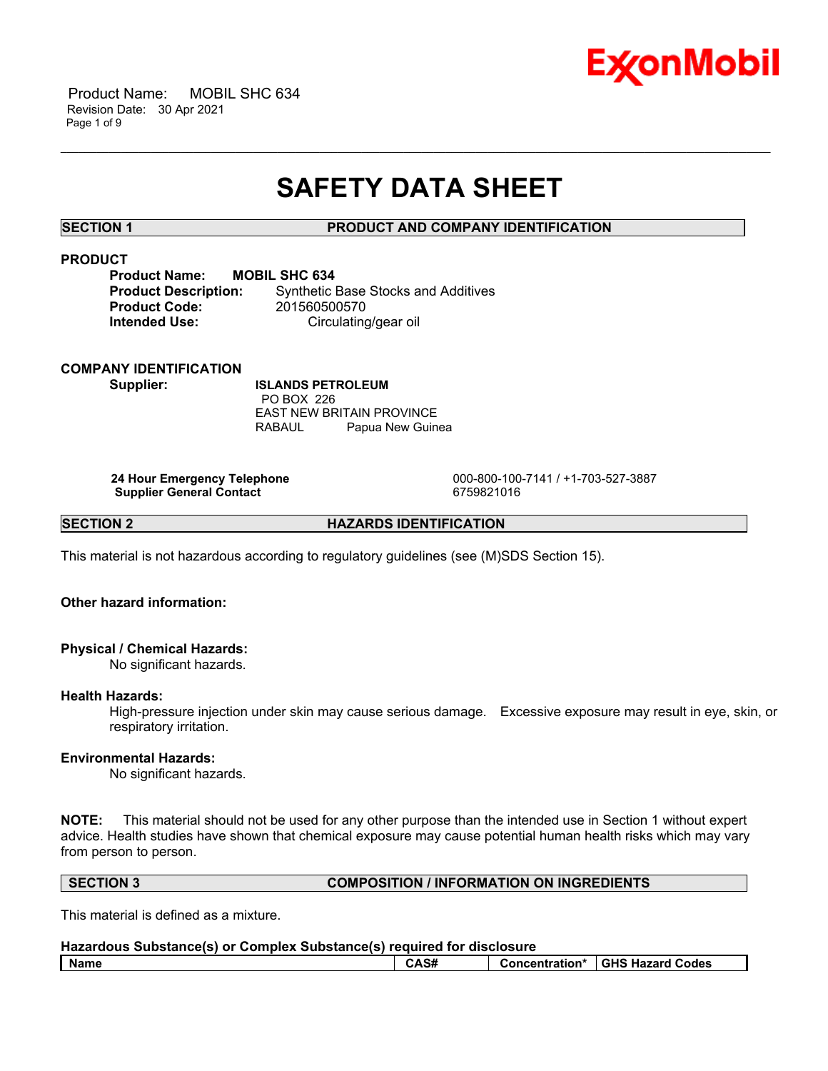# SAFETY DATA SHEET

## SECTION 1 PRODUCT AND COMPANY IDENTIFICATION

### PRODUCT

**Product Name:** **MOBIL SHC 634**
**Product Description:** Synthetic Base Stocks and Additives
**Product Code:** 201560500570
**Intended Use:** Circulating/gear oil

### COMPANY IDENTIFICATION

**Supplier:** **ISLANDS PETROLEUM**
PO BOX 226
EAST NEW BRITAIN PROVINCE
RABAUL Papua New Guinea

**24 Hour Emergency Telephone** 000-800-100-7141 / +1-703-527-3887
**Supplier General Contact** 6759821016

## SECTION 2 HAZARDS IDENTIFICATION

This material is not hazardous according to regulatory guidelines (see (M)SDS Section 15).

**Other hazard information:**

**Physical / Chemical Hazards:**

No significant hazards.

**Health Hazards:**

High-pressure injection under skin may cause serious damage. Excessive exposure may result in eye, skin, or respiratory irritation.

**Environmental Hazards:**

No significant hazards.

**NOTE:** This material should not be used for any other purpose than the intended use in Section 1 without expert advice. Health studies have shown that chemical exposure may cause potential human health risks which may vary from person to person.

## SECTION 3 COMPOSITION / INFORMATION ON INGREDIENTS

This material is defined as a mixture.

**Hazardous Substance(s) or Complex Substance(s) required for disclosure**

| Name | CAS# | Concentration* | GHS Hazard Codes |
|---|---|---|---|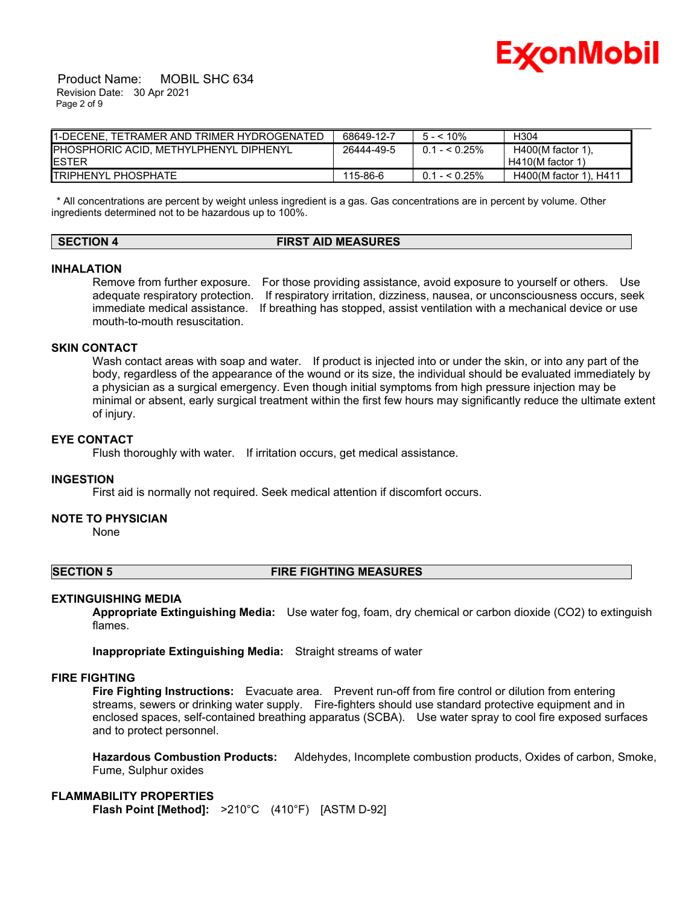| | | | |
|---|---|---|---|
| 1-DECENE, TETRAMER AND TRIMER HYDROGENATED | 68649-12-7 | 5 - < 10% | H304 |
| PHOSPHORIC ACID, METHYLPHENYL DIPHENYL ESTER | 26444-49-5 | 0.1 - < 0.25% | H400(M factor 1), H410(M factor 1) |
| TRIPHENYL PHOSPHATE | 115-86-6 | 0.1 - < 0.25% | H400(M factor 1), H411 |

\* All concentrations are percent by weight unless ingredient is a gas. Gas concentrations are in percent by volume. Other ingredients determined not to be hazardous up to 100%.

## SECTION 4 FIRST AID MEASURES

### INHALATION

Remove from further exposure. For those providing assistance, avoid exposure to yourself or others. Use adequate respiratory protection. If respiratory irritation, dizziness, nausea, or unconsciousness occurs, seek immediate medical assistance. If breathing has stopped, assist ventilation with a mechanical device or use mouth-to-mouth resuscitation.

### SKIN CONTACT

Wash contact areas with soap and water. If product is injected into or under the skin, or into any part of the body, regardless of the appearance of the wound or its size, the individual should be evaluated immediately by a physician as a surgical emergency. Even though initial symptoms from high pressure injection may be minimal or absent, early surgical treatment within the first few hours may significantly reduce the ultimate extent of injury.

### EYE CONTACT

Flush thoroughly with water. If irritation occurs, get medical assistance.

### INGESTION

First aid is normally not required. Seek medical attention if discomfort occurs.

### NOTE TO PHYSICIAN

None

## SECTION 5 FIRE FIGHTING MEASURES

### EXTINGUISHING MEDIA

**Appropriate Extinguishing Media:** Use water fog, foam, dry chemical or carbon dioxide ($CO_2$) to extinguish flames.

**Inappropriate Extinguishing Media:** Straight streams of water

### FIRE FIGHTING

**Fire Fighting Instructions:** Evacuate area. Prevent run-off from fire control or dilution from entering streams, sewers or drinking water supply. Fire-fighters should use standard protective equipment and in enclosed spaces, self-contained breathing apparatus (SCBA). Use water spray to cool fire exposed surfaces and to protect personnel.

**Hazardous Combustion Products:** Aldehydes, Incomplete combustion products, Oxides of carbon, Smoke, Fume, Sulphur oxides

### FLAMMABILITY PROPERTIES

**Flash Point [Method]:** >210°C (410°F) [ASTM D-92]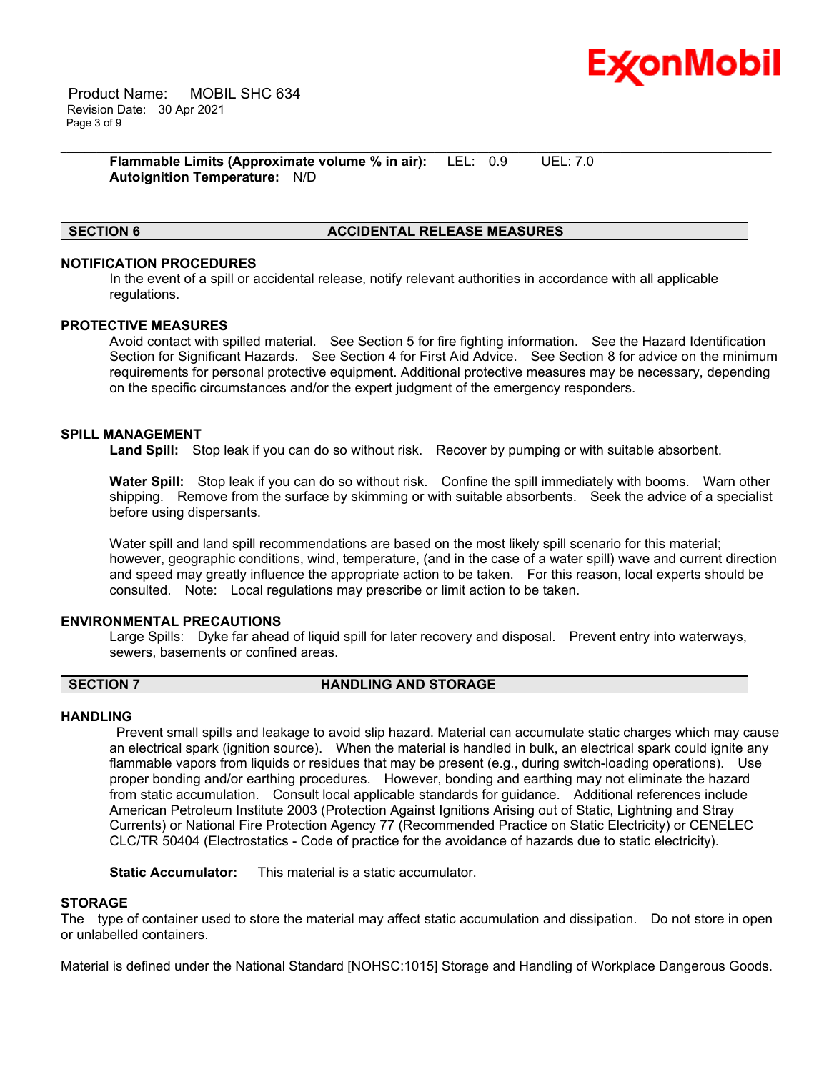**Flammable Limits (Approximate volume % in air):** LEL: 0.9 UEL: 7.0
**Autoignition Temperature:** N/D

## SECTION 6 ACCIDENTAL RELEASE MEASURES

### NOTIFICATION PROCEDURES

In the event of a spill or accidental release, notify relevant authorities in accordance with all applicable regulations.

### PROTECTIVE MEASURES

Avoid contact with spilled material. See Section 5 for fire fighting information. See the Hazard Identification Section for Significant Hazards. See Section 4 for First Aid Advice. See Section 8 for advice on the minimum requirements for personal protective equipment. Additional protective measures may be necessary, depending on the specific circumstances and/or the expert judgment of the emergency responders.

### SPILL MANAGEMENT

**Land Spill:** Stop leak if you can do so without risk. Recover by pumping or with suitable absorbent.

**Water Spill:** Stop leak if you can do so without risk. Confine the spill immediately with booms. Warn other shipping. Remove from the surface by skimming or with suitable absorbents. Seek the advice of a specialist before using dispersants.

Water spill and land spill recommendations are based on the most likely spill scenario for this material; however, geographic conditions, wind, temperature, (and in the case of a water spill) wave and current direction and speed may greatly influence the appropriate action to be taken. For this reason, local experts should be consulted. Note: Local regulations may prescribe or limit action to be taken.

### ENVIRONMENTAL PRECAUTIONS

Large Spills: Dyke far ahead of liquid spill for later recovery and disposal. Prevent entry into waterways, sewers, basements or confined areas.

## SECTION 7 HANDLING AND STORAGE

### HANDLING

Prevent small spills and leakage to avoid slip hazard. Material can accumulate static charges which may cause an electrical spark (ignition source). When the material is handled in bulk, an electrical spark could ignite any flammable vapors from liquids or residues that may be present (e.g., during switch-loading operations). Use proper bonding and/or earthing procedures. However, bonding and earthing may not eliminate the hazard from static accumulation. Consult local applicable standards for guidance. Additional references include American Petroleum Institute 2003 (Protection Against Ignitions Arising out of Static, Lightning and Stray Currents) or National Fire Protection Agency 77 (Recommended Practice on Static Electricity) or CENELEC CLC/TR 50404 (Electrostatics - Code of practice for the avoidance of hazards due to static electricity).

**Static Accumulator:** This material is a static accumulator.

### STORAGE

The type of container used to store the material may affect static accumulation and dissipation. Do not store in open or unlabelled containers.

Material is defined under the National Standard [NOHSC:1015] Storage and Handling of Workplace Dangerous Goods.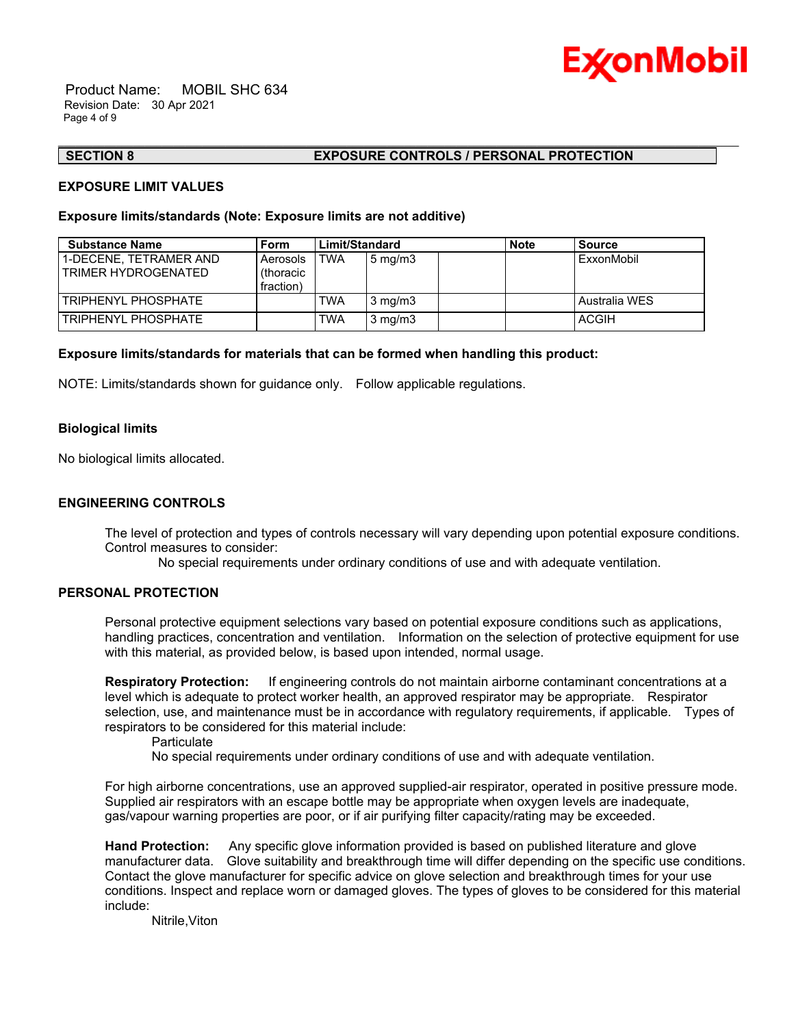## SECTION 8 EXPOSURE CONTROLS / PERSONAL PROTECTION

### EXPOSURE LIMIT VALUES

**Exposure limits/standards (Note: Exposure limits are not additive)**

| Substance Name | Form | Limit/Standard | | | Note | Source |
|---|---|---|---|---|---|---|
| 1-DECENE, TETRAMER AND TRIMER HYDROGENATED | Aerosols (thoracic fraction) | TWA | 5 mg/m3 | | | ExxonMobil |
| TRIPHENYL PHOSPHATE | | TWA | 3 mg/m3 | | | Australia WES |
| TRIPHENYL PHOSPHATE | | TWA | 3 mg/m3 | | | ACGIH |

**Exposure limits/standards for materials that can be formed when handling this product:**

NOTE: Limits/standards shown for guidance only. Follow applicable regulations.

**Biological limits**

No biological limits allocated.

### ENGINEERING CONTROLS

The level of protection and types of controls necessary will vary depending upon potential exposure conditions. Control measures to consider:

No special requirements under ordinary conditions of use and with adequate ventilation.

### PERSONAL PROTECTION

Personal protective equipment selections vary based on potential exposure conditions such as applications, handling practices, concentration and ventilation. Information on the selection of protective equipment for use with this material, as provided below, is based upon intended, normal usage.

**Respiratory Protection:** If engineering controls do not maintain airborne contaminant concentrations at a level which is adequate to protect worker health, an approved respirator may be appropriate. Respirator selection, use, and maintenance must be in accordance with regulatory requirements, if applicable. Types of respirators to be considered for this material include:

Particulate

No special requirements under ordinary conditions of use and with adequate ventilation.

For high airborne concentrations, use an approved supplied-air respirator, operated in positive pressure mode. Supplied air respirators with an escape bottle may be appropriate when oxygen levels are inadequate, gas/vapour warning properties are poor, or if air purifying filter capacity/rating may be exceeded.

**Hand Protection:** Any specific glove information provided is based on published literature and glove manufacturer data. Glove suitability and breakthrough time will differ depending on the specific use conditions. Contact the glove manufacturer for specific advice on glove selection and breakthrough times for your use conditions. Inspect and replace worn or damaged gloves. The types of gloves to be considered for this material include:

Nitrile,Viton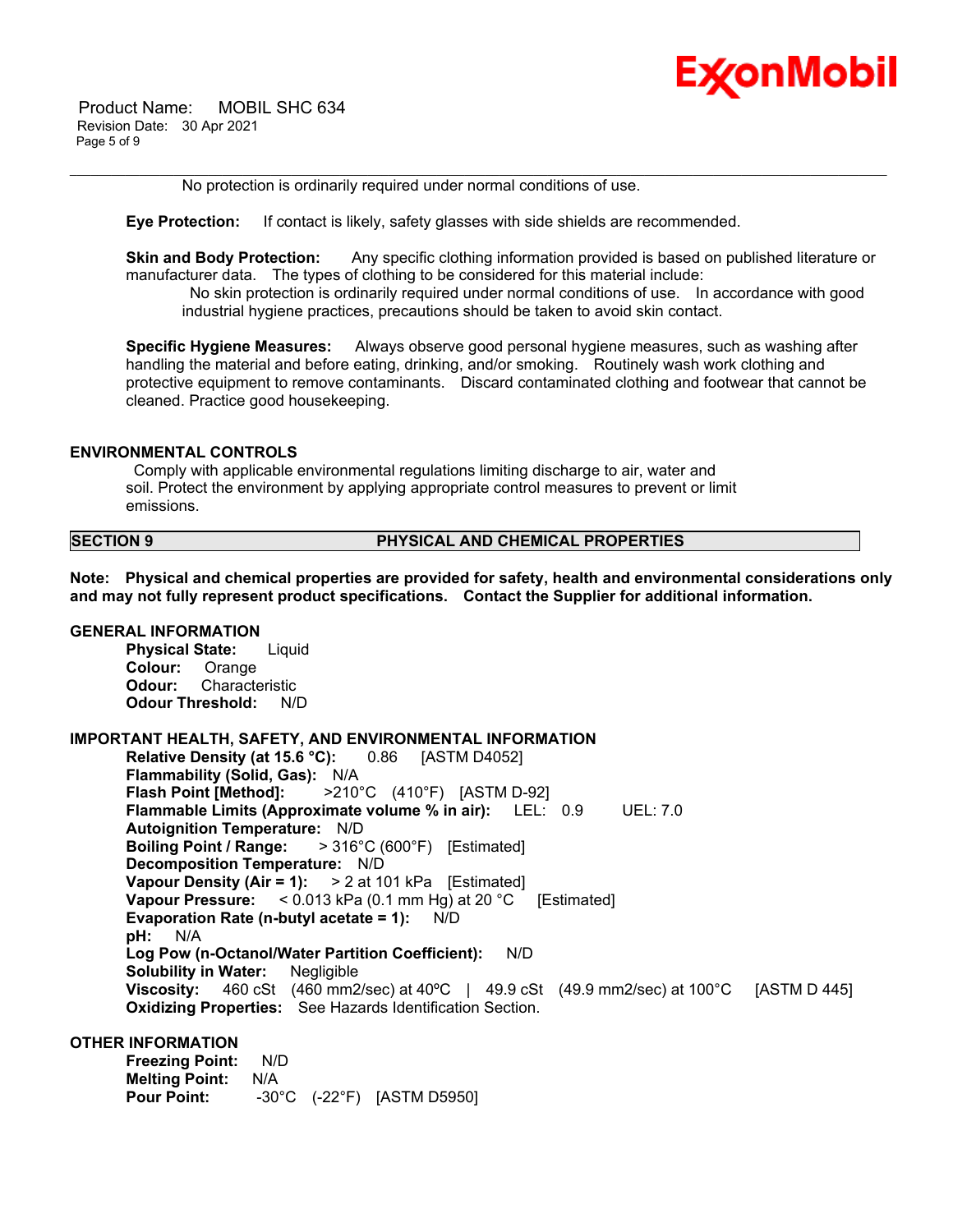No protection is ordinarily required under normal conditions of use.

**Eye Protection:** If contact is likely, safety glasses with side shields are recommended.

**Skin and Body Protection:** Any specific clothing information provided is based on published literature or manufacturer data. The types of clothing to be considered for this material include:

No skin protection is ordinarily required under normal conditions of use. In accordance with good industrial hygiene practices, precautions should be taken to avoid skin contact.

**Specific Hygiene Measures:** Always observe good personal hygiene measures, such as washing after handling the material and before eating, drinking, and/or smoking. Routinely wash work clothing and protective equipment to remove contaminants. Discard contaminated clothing and footwear that cannot be cleaned. Practice good housekeeping.

### ENVIRONMENTAL CONTROLS

Comply with applicable environmental regulations limiting discharge to air, water and soil. Protect the environment by applying appropriate control measures to prevent or limit emissions.

## SECTION 9 PHYSICAL AND CHEMICAL PROPERTIES

**Note: Physical and chemical properties are provided for safety, health and environmental considerations only and may not fully represent product specifications. Contact the Supplier for additional information.**

### GENERAL INFORMATION

**Physical State:** Liquid
**Colour:** Orange
**Odour:** Characteristic
**Odour Threshold:** N/D

### IMPORTANT HEALTH, SAFETY, AND ENVIRONMENTAL INFORMATION

**Relative Density (at 15.6 °C):** 0.86 [ASTM D4052]
**Flammability (Solid, Gas):** N/A
**Flash Point [Method]:** >210°C (410°F) [ASTM D-92]
**Flammable Limits (Approximate volume % in air):** LEL: 0.9 UEL: 7.0
**Autoignition Temperature:** N/D
**Boiling Point / Range:** > 316°C (600°F) [Estimated]
**Decomposition Temperature:** N/D
**Vapour Density (Air = 1):** > 2 at 101 kPa [Estimated]
**Vapour Pressure:** < 0.013 kPa (0.1 mm Hg) at 20 °C [Estimated]
**Evaporation Rate (n-butyl acetate = 1):** N/D
**pH:** N/A
**Log Pow (n-Octanol/Water Partition Coefficient):** N/D
**Solubility in Water:** Negligible
**Viscosity:** 460 cSt (460 mm2/sec) at 40ºC | 49.9 cSt (49.9 mm2/sec) at 100°C [ASTM D 445]
**Oxidizing Properties:** See Hazards Identification Section.

### OTHER INFORMATION

**Freezing Point:** N/D
**Melting Point:** N/A
**Pour Point:** -30°C (-22°F) [ASTM D5950]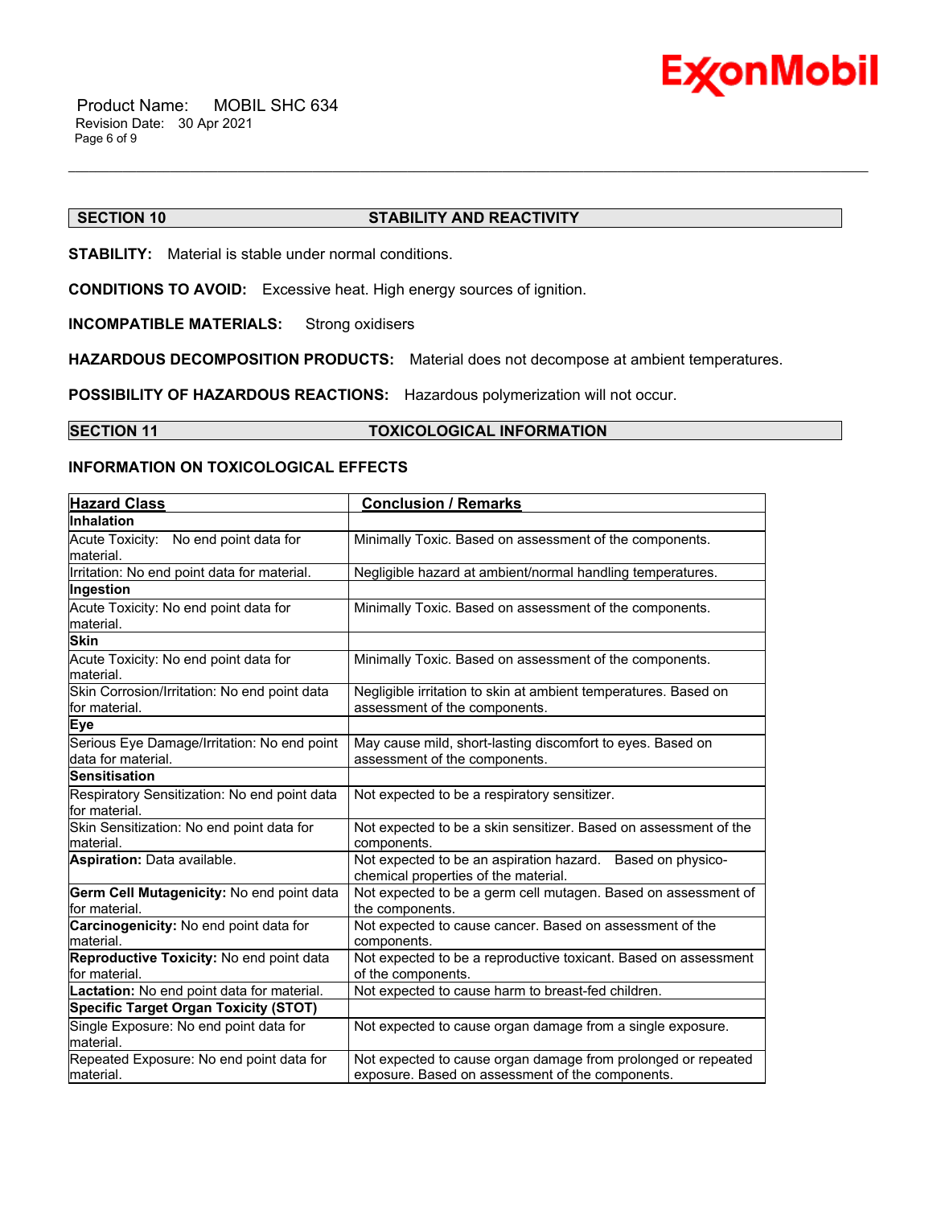## SECTION 10 STABILITY AND REACTIVITY

**STABILITY:** Material is stable under normal conditions.

**CONDITIONS TO AVOID:** Excessive heat. High energy sources of ignition.

**INCOMPATIBLE MATERIALS:** Strong oxidisers

**HAZARDOUS DECOMPOSITION PRODUCTS:** Material does not decompose at ambient temperatures.

**POSSIBILITY OF HAZARDOUS REACTIONS:** Hazardous polymerization will not occur.

## SECTION 11 TOXICOLOGICAL INFORMATION

### INFORMATION ON TOXICOLOGICAL EFFECTS

| Hazard Class | Conclusion / Remarks |
|---|---|
| **Inhalation** | |
| Acute Toxicity: No end point data for material. | Minimally Toxic. Based on assessment of the components. |
| Irritation: No end point data for material. | Negligible hazard at ambient/normal handling temperatures. |
| **Ingestion** | |
| Acute Toxicity: No end point data for material. | Minimally Toxic. Based on assessment of the components. |
| **Skin** | |
| Acute Toxicity: No end point data for material. | Minimally Toxic. Based on assessment of the components. |
| Skin Corrosion/Irritation: No end point data for material. | Negligible irritation to skin at ambient temperatures. Based on assessment of the components. |
| **Eye** | |
| Serious Eye Damage/Irritation: No end point data for material. | May cause mild, short-lasting discomfort to eyes. Based on assessment of the components. |
| **Sensitisation** | |
| Respiratory Sensitization: No end point data for material. | Not expected to be a respiratory sensitizer. |
| Skin Sensitization: No end point data for material. | Not expected to be a skin sensitizer. Based on assessment of the components. |
| **Aspiration:** Data available. | Not expected to be an aspiration hazard. Based on physico-chemical properties of the material. |
| **Germ Cell Mutagenicity:** No end point data for material. | Not expected to be a germ cell mutagen. Based on assessment of the components. |
| **Carcinogenicity:** No end point data for material. | Not expected to cause cancer. Based on assessment of the components. |
| **Reproductive Toxicity:** No end point data for material. | Not expected to be a reproductive toxicant. Based on assessment of the components. |
| **Lactation:** No end point data for material. | Not expected to cause harm to breast-fed children. |
| **Specific Target Organ Toxicity (STOT)** | |
| Single Exposure: No end point data for material. | Not expected to cause organ damage from a single exposure. |
| Repeated Exposure: No end point data for material. | Not expected to cause organ damage from prolonged or repeated exposure. Based on assessment of the components. |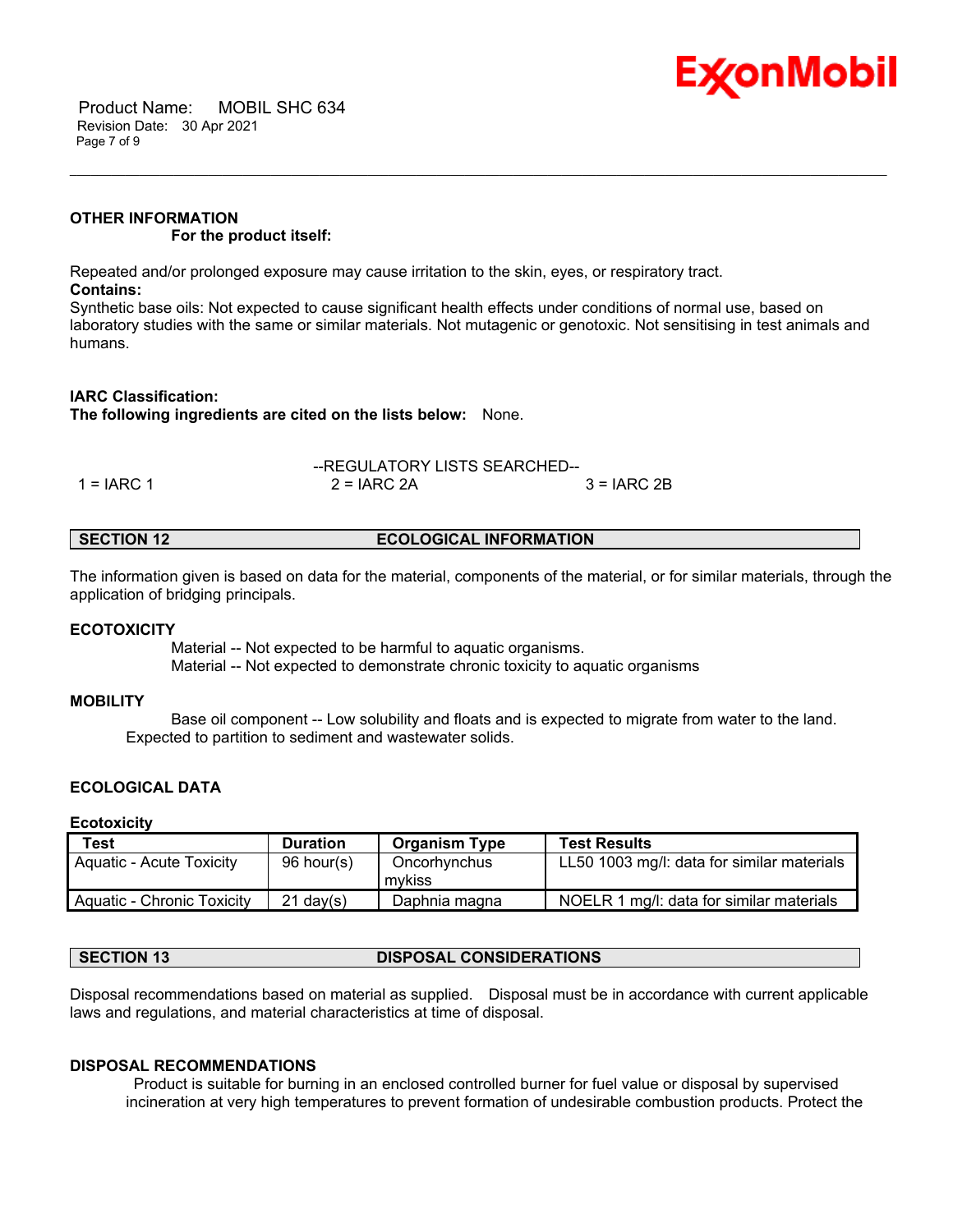**OTHER INFORMATION**

**For the product itself:**

Repeated and/or prolonged exposure may cause irritation to the skin, eyes, or respiratory tract.

**Contains:**

Synthetic base oils: Not expected to cause significant health effects under conditions of normal use, based on laboratory studies with the same or similar materials. Not mutagenic or genotoxic. Not sensitising in test animals and humans.

**IARC Classification:**

**The following ingredients are cited on the lists below:** None.

--REGULATORY LISTS SEARCHED--

1 = IARC 1 2 = IARC 2A 3 = IARC 2B

## SECTION 12 ECOLOGICAL INFORMATION

The information given is based on data for the material, components of the material, or for similar materials, through the application of bridging principals.

**ECOTOXICITY**

Material -- Not expected to be harmful to aquatic organisms.
Material -- Not expected to demonstrate chronic toxicity to aquatic organisms

**MOBILITY**

Base oil component -- Low solubility and floats and is expected to migrate from water to the land. Expected to partition to sediment and wastewater solids.

**ECOLOGICAL DATA**

**Ecotoxicity**

| Test | Duration | Organism Type | Test Results |
|---|---|---|---|
| Aquatic - Acute Toxicity | 96 hour(s) | Oncorhynchus mykiss | LL50 1003 mg/l: data for similar materials |
| Aquatic - Chronic Toxicity | 21 day(s) | Daphnia magna | NOELR 1 mg/l: data for similar materials |

## SECTION 13 DISPOSAL CONSIDERATIONS

Disposal recommendations based on material as supplied. Disposal must be in accordance with current applicable laws and regulations, and material characteristics at time of disposal.

**DISPOSAL RECOMMENDATIONS**

Product is suitable for burning in an enclosed controlled burner for fuel value or disposal by supervised incineration at very high temperatures to prevent formation of undesirable combustion products. Protect the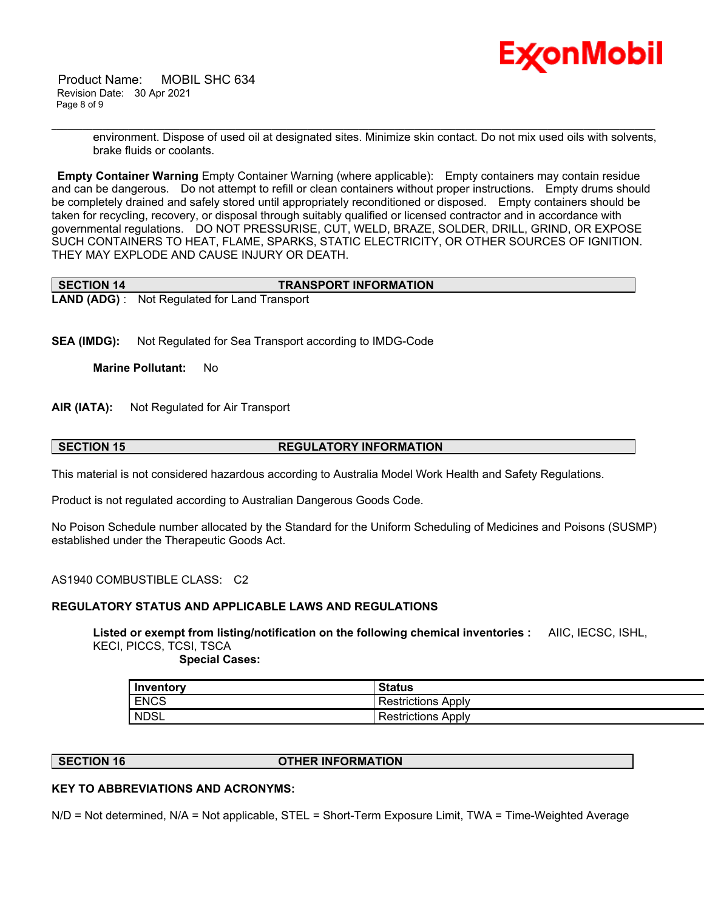environment. Dispose of used oil at designated sites. Minimize skin contact. Do not mix used oils with solvents, brake fluids or coolants.

**Empty Container Warning** Empty Container Warning (where applicable): Empty containers may contain residue and can be dangerous. Do not attempt to refill or clean containers without proper instructions. Empty drums should be completely drained and safely stored until appropriately reconditioned or disposed. Empty containers should be taken for recycling, recovery, or disposal through suitably qualified or licensed contractor and in accordance with governmental regulations. DO NOT PRESSURISE, CUT, WELD, BRAZE, SOLDER, DRILL, GRIND, OR EXPOSE SUCH CONTAINERS TO HEAT, FLAME, SPARKS, STATIC ELECTRICITY, OR OTHER SOURCES OF IGNITION. THEY MAY EXPLODE AND CAUSE INJURY OR DEATH.

## SECTION 14 TRANSPORT INFORMATION

**LAND (ADG)** : Not Regulated for Land Transport

**SEA (IMDG):** Not Regulated for Sea Transport according to IMDG-Code

**Marine Pollutant:** No

**AIR (IATA):** Not Regulated for Air Transport

## SECTION 15 REGULATORY INFORMATION

This material is not considered hazardous according to Australia Model Work Health and Safety Regulations.

Product is not regulated according to Australian Dangerous Goods Code.

No Poison Schedule number allocated by the Standard for the Uniform Scheduling of Medicines and Poisons (SUSMP) established under the Therapeutic Goods Act.

AS1940 COMBUSTIBLE CLASS: C2

**REGULATORY STATUS AND APPLICABLE LAWS AND REGULATIONS**

**Listed or exempt from listing/notification on the following chemical inventories :** AIIC, IECSC, ISHL, KECI, PICCS, TCSI, TSCA

**Special Cases:**

| Inventory | Status |
|---|---|
| ENCS | Restrictions Apply |
| NDSL | Restrictions Apply |

## SECTION 16 OTHER INFORMATION

**KEY TO ABBREVIATIONS AND ACRONYMS:**

N/D = Not determined, N/A = Not applicable, STEL = Short-Term Exposure Limit, TWA = Time-Weighted Average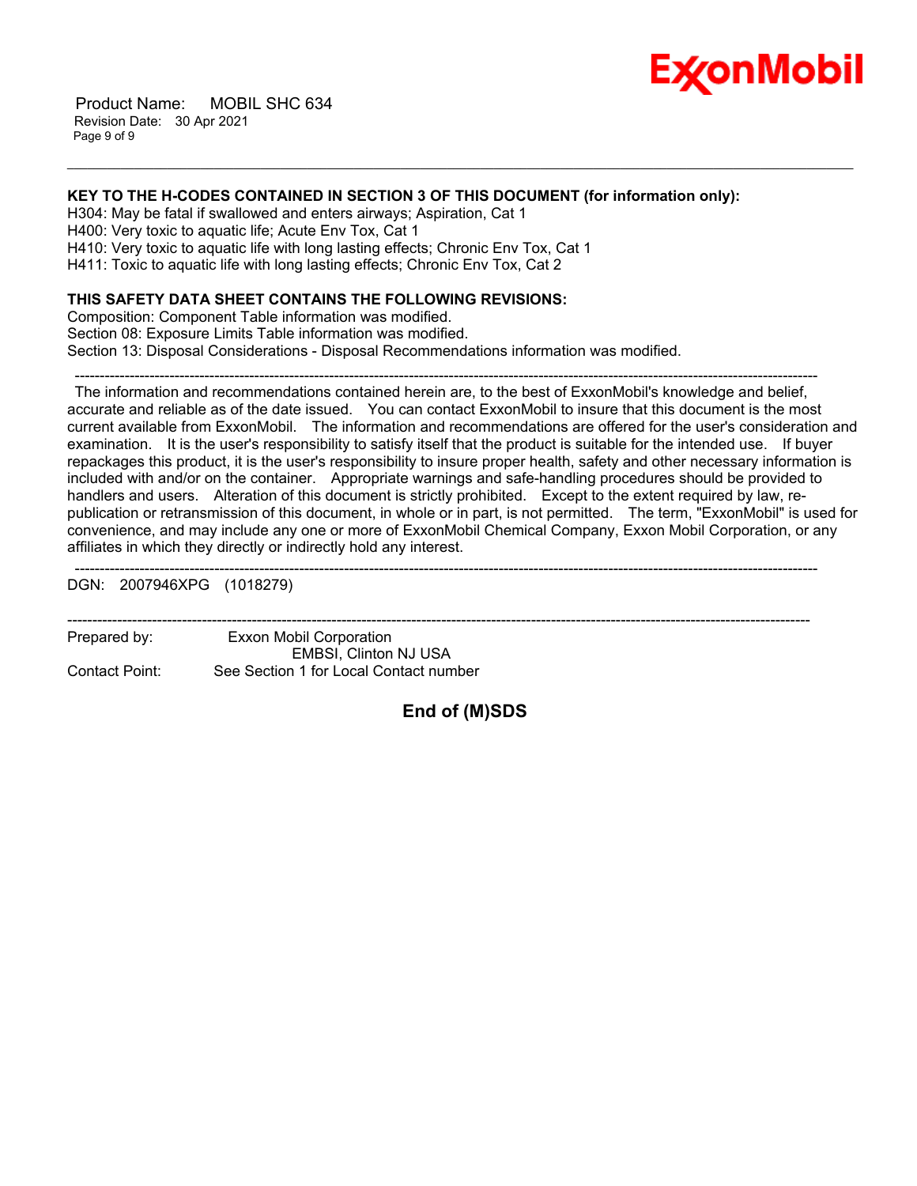**KEY TO THE H-CODES CONTAINED IN SECTION 3 OF THIS DOCUMENT (for information only):**

H304: May be fatal if swallowed and enters airways; Aspiration, Cat 1
H400: Very toxic to aquatic life; Acute Env Tox, Cat 1
H410: Very toxic to aquatic life with long lasting effects; Chronic Env Tox, Cat 1
H411: Toxic to aquatic life with long lasting effects; Chronic Env Tox, Cat 2

**THIS SAFETY DATA SHEET CONTAINS THE FOLLOWING REVISIONS:**

Composition: Component Table information was modified.
Section 08: Exposure Limits Table information was modified.
Section 13: Disposal Considerations - Disposal Recommendations information was modified.

---

The information and recommendations contained herein are, to the best of ExxonMobil's knowledge and belief, accurate and reliable as of the date issued. You can contact ExxonMobil to insure that this document is the most current available from ExxonMobil. The information and recommendations are offered for the user's consideration and examination. It is the user's responsibility to satisfy itself that the product is suitable for the intended use. If buyer repackages this product, it is the user's responsibility to insure proper health, safety and other necessary information is included with and/or on the container. Appropriate warnings and safe-handling procedures should be provided to handlers and users. Alteration of this document is strictly prohibited. Except to the extent required by law, re-publication or retransmission of this document, in whole or in part, is not permitted. The term, "ExxonMobil" is used for convenience, and may include any one or more of ExxonMobil Chemical Company, Exxon Mobil Corporation, or any affiliates in which they directly or indirectly hold any interest.

---

DGN: 2007946XPG (1018279)

---

Prepared by: Exxon Mobil Corporation
EMBSI, Clinton NJ USA

Contact Point: See Section 1 for Local Contact number

**End of (M)SDS**